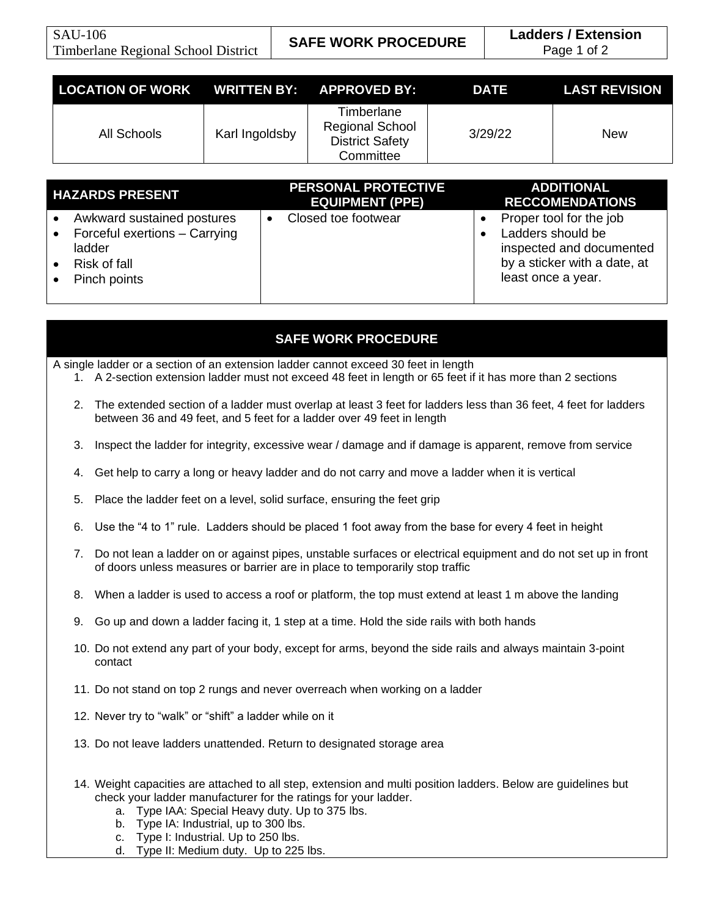| SAU-106 Timberlane Regional School District | SAFE WORK PROCEDURE | Ladders / Extension |
| --- | --- | --- |

| LOCATION OF WORK | WRITTEN BY: | APPROVED BY: | DATE | LAST REVISION |
| --- | --- | --- | --- | --- |
| All Schools | Karl Ingoldsby | Timberlane Regional School District Safety Committee | 3/29/22 | New |

| HAZARDS PRESENT | PERSONAL PROTECTIVE EQUIPMENT (PPE) | ADDITIONAL RECCOMENDATIONS |
| --- | --- | --- |
| • Awkward sustained postures<br>• Forceful exertions – Carrying ladder<br>• Risk of fall<br>• Pinch points | • Closed toe footwear | • Proper tool for the job<br>• Ladders should be inspected and documented by a sticker with a date, at least once a year. |

## SAFE WORK PROCEDURE

A single ladder or a section of an extension ladder cannot exceed 30 feet in length

1. A 2-section extension ladder must not exceed 48 feet in length or 65 feet if it has more than 2 sections
2. The extended section of a ladder must overlap at least 3 feet for ladders less than 36 feet, 4 feet for ladders between 36 and 49 feet, and 5 feet for a ladder over 49 feet in length
3. Inspect the ladder for integrity, excessive wear / damage and if damage is apparent, remove from service
4. Get help to carry a long or heavy ladder and do not carry and move a ladder when it is vertical
5. Place the ladder feet on a level, solid surface, ensuring the feet grip
6. Use the "4 to 1" rule. Ladders should be placed 1 foot away from the base for every 4 feet in height
7. Do not lean a ladder on or against pipes, unstable surfaces or electrical equipment and do not set up in front of doors unless measures or barrier are in place to temporarily stop traffic
8. When a ladder is used to access a roof or platform, the top must extend at least 1 m above the landing
9. Go up and down a ladder facing it, 1 step at a time. Hold the side rails with both hands
10. Do not extend any part of your body, except for arms, beyond the side rails and always maintain 3-point contact
11. Do not stand on top 2 rungs and never overreach when working on a ladder
12. Never try to "walk" or "shift" a ladder while on it
13. Do not leave ladders unattended. Return to designated storage area
14. Weight capacities are attached to all step, extension and multi position ladders. Below are guidelines but check your ladder manufacturer for the ratings for your ladder.
    a. Type IAA: Special Heavy duty. Up to 375 lbs.
    b. Type IA: Industrial, up to 300 lbs.
    c. Type I: Industrial. Up to 250 lbs.
    d. Type II: Medium duty. Up to 225 lbs.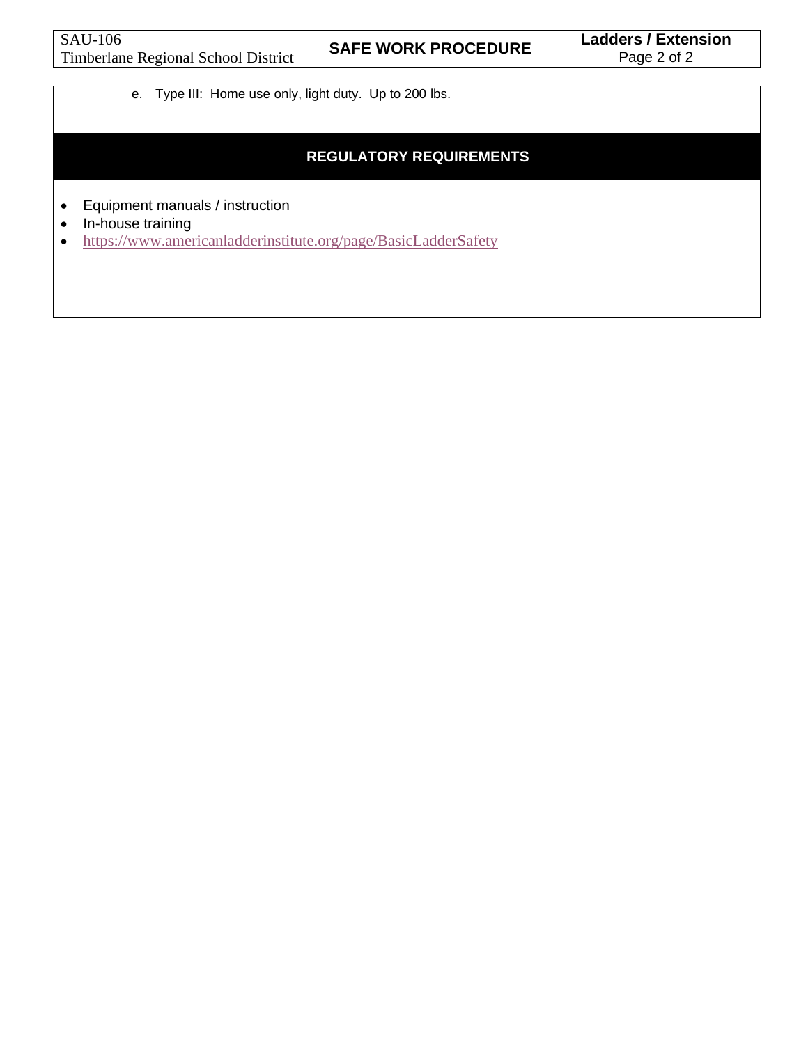e. Type III: Home use only, light duty. Up to 200 lbs.

## REGULATORY REQUIREMENTS

- Equipment manuals / instruction
- In-house training
- https://www.americanladderinstitute.org/page/BasicLadderSafety